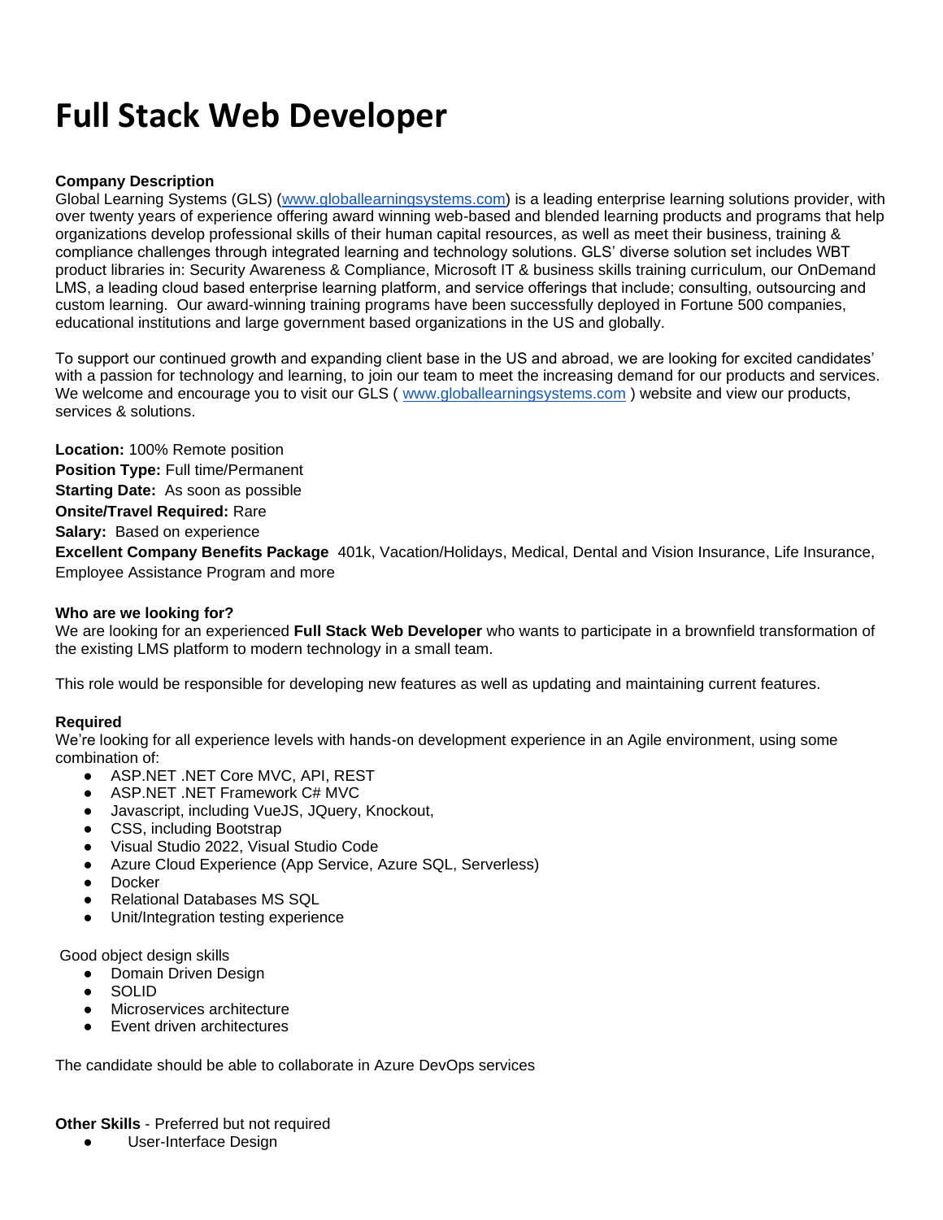# Full Stack Web Developer

**Company Description**
Global Learning Systems (GLS) (www.globallearningsystems.com) is a leading enterprise learning solutions provider, with over twenty years of experience offering award winning web-based and blended learning products and programs that help organizations develop professional skills of their human capital resources, as well as meet their business, training & compliance challenges through integrated learning and technology solutions. GLS' diverse solution set includes WBT product libraries in: Security Awareness & Compliance, Microsoft IT & business skills training curriculum, our OnDemand LMS, a leading cloud based enterprise learning platform, and service offerings that include; consulting, outsourcing and custom learning. Our award-winning training programs have been successfully deployed in Fortune 500 companies, educational institutions and large government based organizations in the US and globally.

To support our continued growth and expanding client base in the US and abroad, we are looking for excited candidates' with a passion for technology and learning, to join our team to meet the increasing demand for our products and services. We welcome and encourage you to visit our GLS ( www.globallearningsystems.com ) website and view our products, services & solutions.

**Location:** 100% Remote position
**Position Type:** Full time/Permanent
**Starting Date:** As soon as possible
**Onsite/Travel Required:** Rare
**Salary:** Based on experience
**Excellent Company Benefits Package** 401k, Vacation/Holidays, Medical, Dental and Vision Insurance, Life Insurance, Employee Assistance Program and more

**Who are we looking for?**
We are looking for an experienced **Full Stack Web Developer** who wants to participate in a brownfield transformation of the existing LMS platform to modern technology in a small team.

This role would be responsible for developing new features as well as updating and maintaining current features.

**Required**
We're looking for all experience levels with hands-on development experience in an Agile environment, using some combination of:

- ASP.NET .NET Core MVC, API, REST
- ASP.NET .NET Framework C# MVC
- Javascript, including VueJS, JQuery, Knockout,
- CSS, including Bootstrap
- Visual Studio 2022, Visual Studio Code
- Azure Cloud Experience (App Service, Azure SQL, Serverless)
- Docker
- Relational Databases MS SQL
- Unit/Integration testing experience

Good object design skills

- Domain Driven Design
- SOLID
- Microservices architecture
- Event driven architectures

The candidate should be able to collaborate in Azure DevOps services

**Other Skills** - Preferred but not required

- User-Interface Design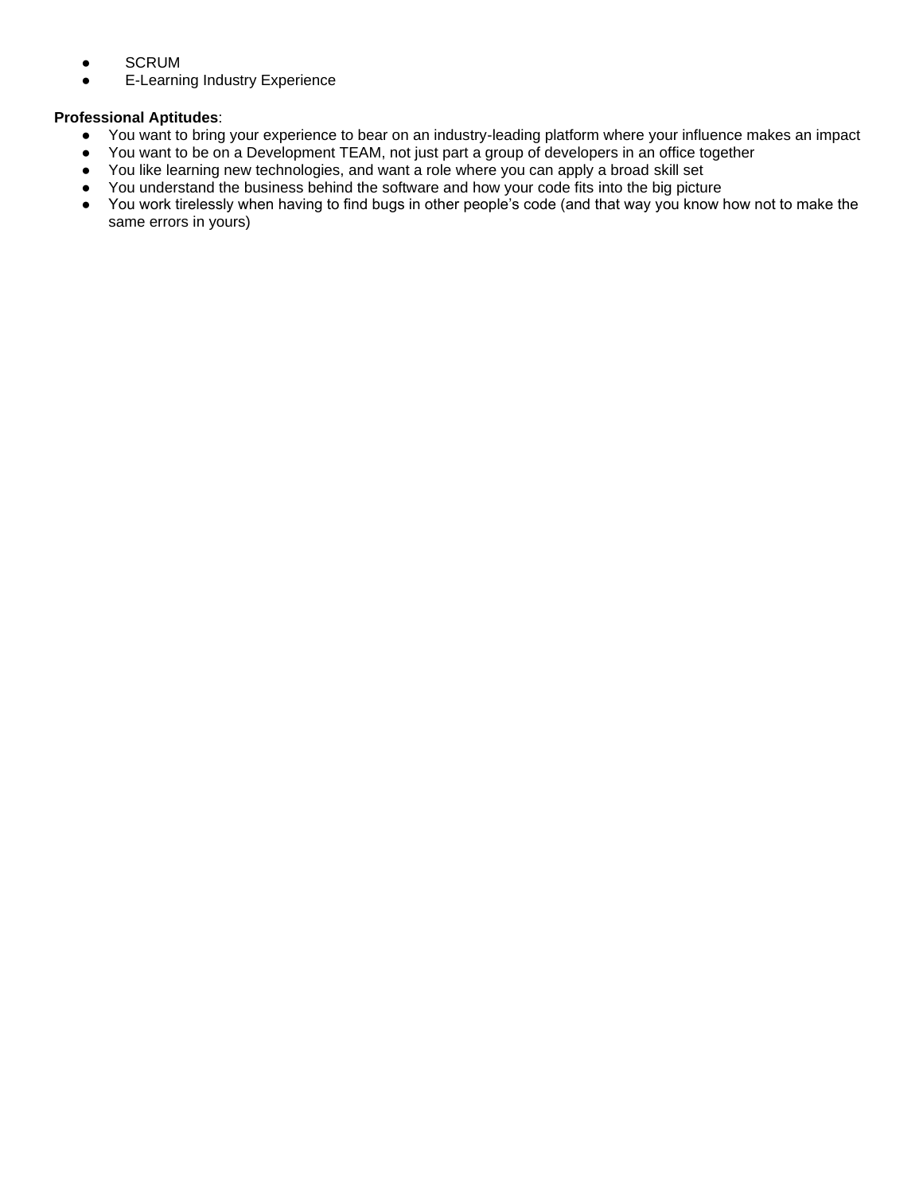- SCRUM
- E-Learning Industry Experience

**Professional Aptitudes**:

- You want to bring your experience to bear on an industry-leading platform where your influence makes an impact
- You want to be on a Development TEAM, not just part a group of developers in an office together
- You like learning new technologies, and want a role where you can apply a broad skill set
- You understand the business behind the software and how your code fits into the big picture
- You work tirelessly when having to find bugs in other people's code (and that way you know how not to make the same errors in yours)